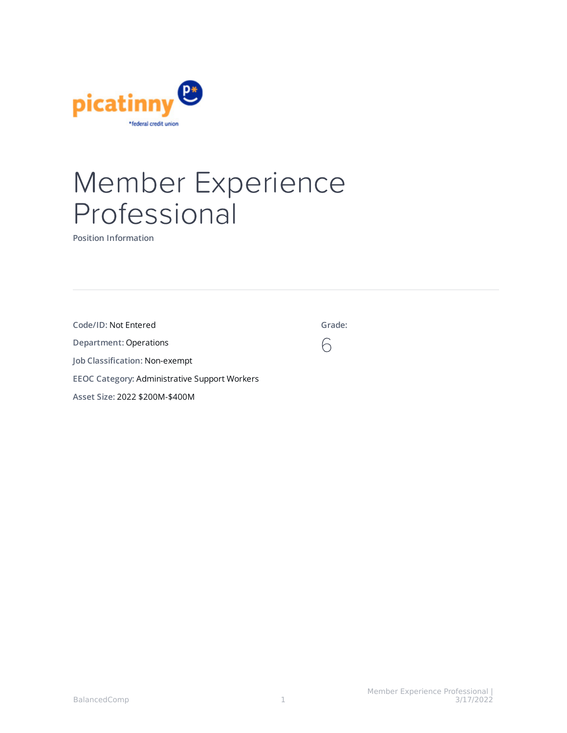# Member Experience Professional

Position Information

---

**Code/ID:** Not Entered

**Department:** Operations

**Job Classification:** Non-exempt

**EEOC Category:** Administrative Support Workers

**Asset Size:** 2022 $200M-$400M

**Grade:**

6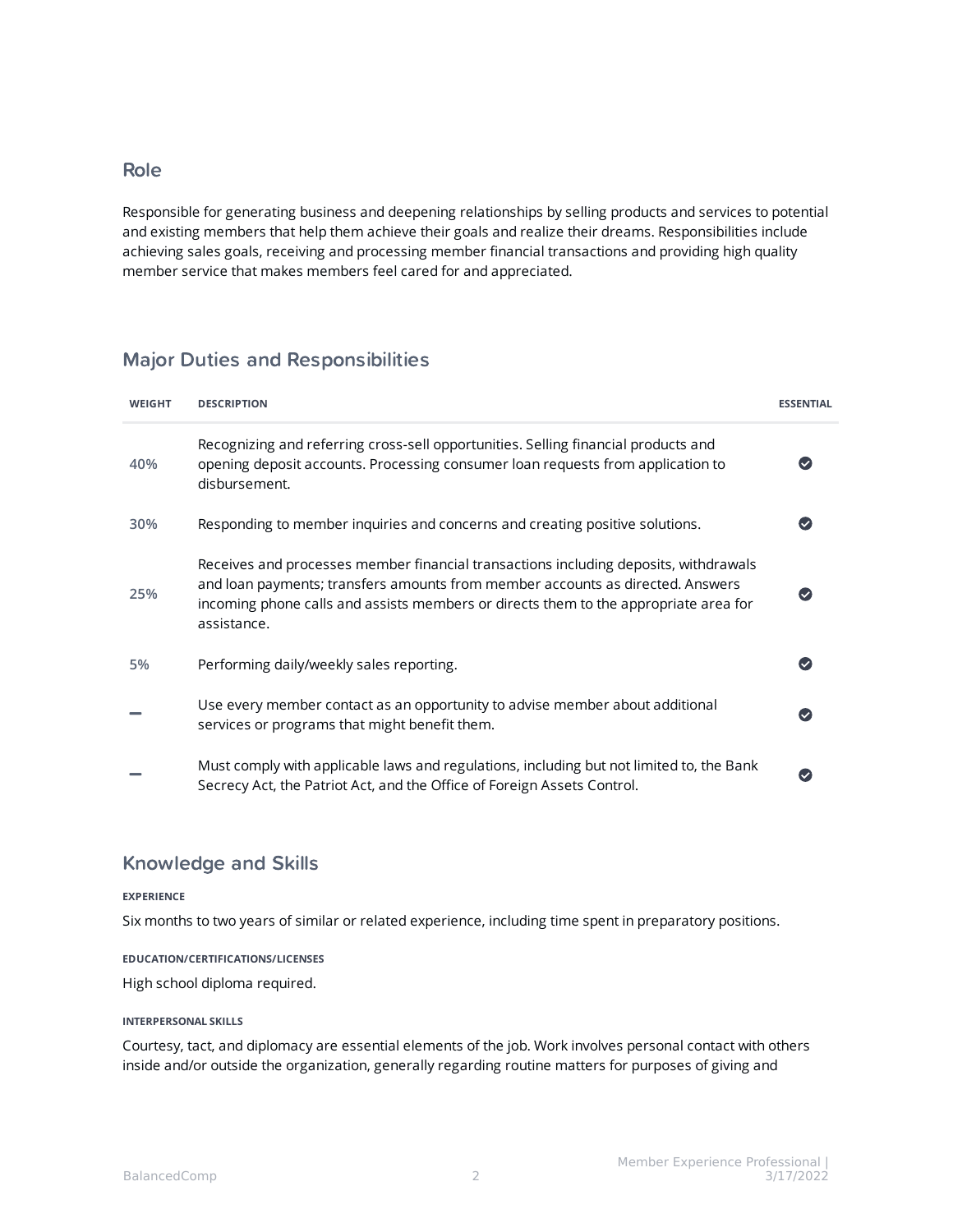## Role

Responsible for generating business and deepening relationships by selling products and services to potential and existing members that help them achieve their goals and realize their dreams. Responsibilities include achieving sales goals, receiving and processing member financial transactions and providing high quality member service that makes members feel cared for and appreciated.

## Major Duties and Responsibilities

| WEIGHT | DESCRIPTION | ESSENTIAL |
|---|---|---|
| 40% | Recognizing and referring cross-sell opportunities. Selling financial products and opening deposit accounts. Processing consumer loan requests from application to disbursement. | ✔ |
| 30% | Responding to member inquiries and concerns and creating positive solutions. | ✔ |
| 25% | Receives and processes member financial transactions including deposits, withdrawals and loan payments; transfers amounts from member accounts as directed. Answers incoming phone calls and assists members or directs them to the appropriate area for assistance. | ✔ |
| 5% | Performing daily/weekly sales reporting. | ✔ |
| – | Use every member contact as an opportunity to advise member about additional services or programs that might benefit them. | ✔ |
| – | Must comply with applicable laws and regulations, including but not limited to, the Bank Secrecy Act, the Patriot Act, and the Office of Foreign Assets Control. | ✔ |

## Knowledge and Skills

**EXPERIENCE**

Six months to two years of similar or related experience, including time spent in preparatory positions.

**EDUCATION/CERTIFICATIONS/LICENSES**

High school diploma required.

**INTERPERSONAL SKILLS**

Courtesy, tact, and diplomacy are essential elements of the job. Work involves personal contact with others inside and/or outside the organization, generally regarding routine matters for purposes of giving and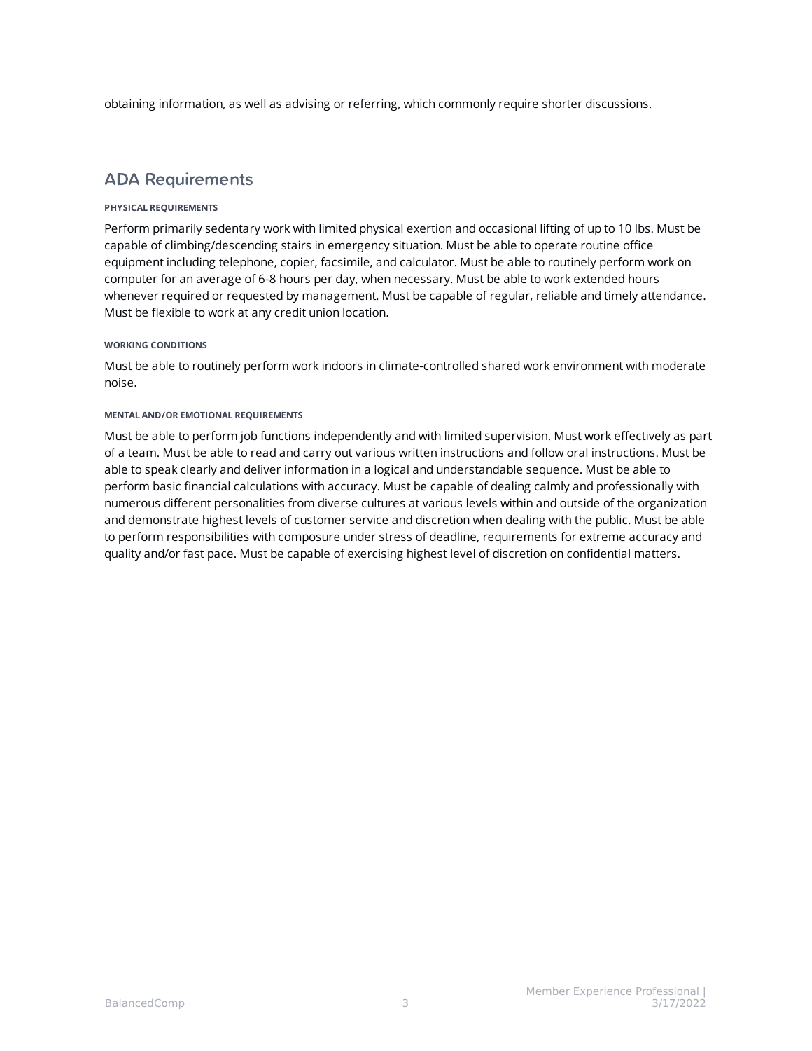obtaining information, as well as advising or referring, which commonly require shorter discussions.

## ADA Requirements

#### PHYSICAL REQUIREMENTS

Perform primarily sedentary work with limited physical exertion and occasional lifting of up to 10 lbs. Must be capable of climbing/descending stairs in emergency situation. Must be able to operate routine office equipment including telephone, copier, facsimile, and calculator. Must be able to routinely perform work on computer for an average of 6-8 hours per day, when necessary. Must be able to work extended hours whenever required or requested by management. Must be capable of regular, reliable and timely attendance. Must be flexible to work at any credit union location.

#### WORKING CONDITIONS

Must be able to routinely perform work indoors in climate-controlled shared work environment with moderate noise.

#### MENTAL AND/OR EMOTIONAL REQUIREMENTS

Must be able to perform job functions independently and with limited supervision. Must work effectively as part of a team. Must be able to read and carry out various written instructions and follow oral instructions. Must be able to speak clearly and deliver information in a logical and understandable sequence. Must be able to perform basic financial calculations with accuracy. Must be capable of dealing calmly and professionally with numerous different personalities from diverse cultures at various levels within and outside of the organization and demonstrate highest levels of customer service and discretion when dealing with the public. Must be able to perform responsibilities with composure under stress of deadline, requirements for extreme accuracy and quality and/or fast pace. Must be capable of exercising highest level of discretion on confidential matters.